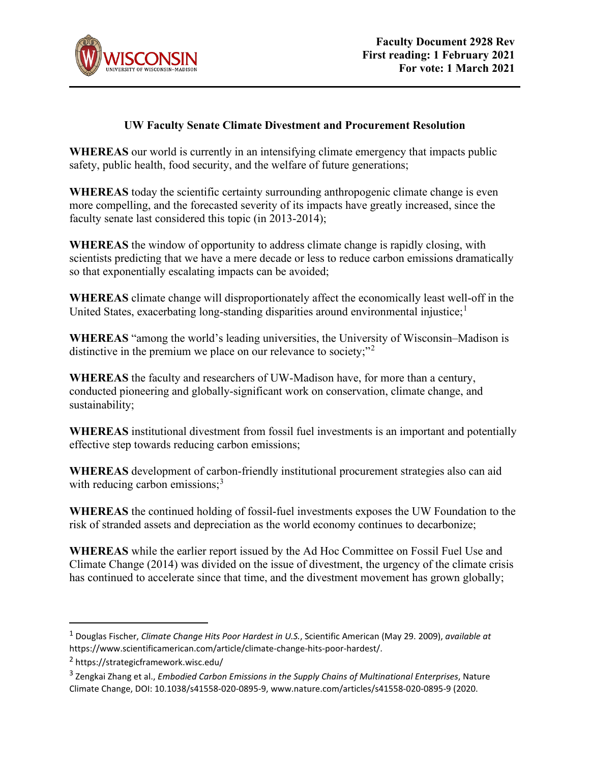**Faculty Document 2928 Rev**
**First reading: 1 February 2021**
**For vote: 1 March 2021**

## UW Faculty Senate Climate Divestment and Procurement Resolution

**WHEREAS** our world is currently in an intensifying climate emergency that impacts public safety, public health, food security, and the welfare of future generations;

**WHEREAS** today the scientific certainty surrounding anthropogenic climate change is even more compelling, and the forecasted severity of its impacts have greatly increased, since the faculty senate last considered this topic (in 2013-2014);

**WHEREAS** the window of opportunity to address climate change is rapidly closing, with scientists predicting that we have a mere decade or less to reduce carbon emissions dramatically so that exponentially escalating impacts can be avoided;

**WHEREAS** climate change will disproportionately affect the economically least well-off in the United States, exacerbating long-standing disparities around environmental injustice;[1]

**WHEREAS** "among the world's leading universities, the University of Wisconsin–Madison is distinctive in the premium we place on our relevance to society;"[2]

**WHEREAS** the faculty and researchers of UW-Madison have, for more than a century, conducted pioneering and globally-significant work on conservation, climate change, and sustainability;

**WHEREAS** institutional divestment from fossil fuel investments is an important and potentially effective step towards reducing carbon emissions;

**WHEREAS** development of carbon-friendly institutional procurement strategies also can aid with reducing carbon emissions;[3]

**WHEREAS** the continued holding of fossil-fuel investments exposes the UW Foundation to the risk of stranded assets and depreciation as the world economy continues to decarbonize;

**WHEREAS** while the earlier report issued by the Ad Hoc Committee on Fossil Fuel Use and Climate Change (2014) was divided on the issue of divestment, the urgency of the climate crisis has continued to accelerate since that time, and the divestment movement has grown globally;

---

[1] Douglas Fischer, *Climate Change Hits Poor Hardest in U.S.*, Scientific American (May 29. 2009), *available at* https://www.scientificamerican.com/article/climate-change-hits-poor-hardest/.

[2] https://strategicframework.wisc.edu/

[3] Zengkai Zhang et al., *Embodied Carbon Emissions in the Supply Chains of Multinational Enterprises*, Nature Climate Change, DOI: 10.1038/s41558-020-0895-9, www.nature.com/articles/s41558-020-0895-9 (2020.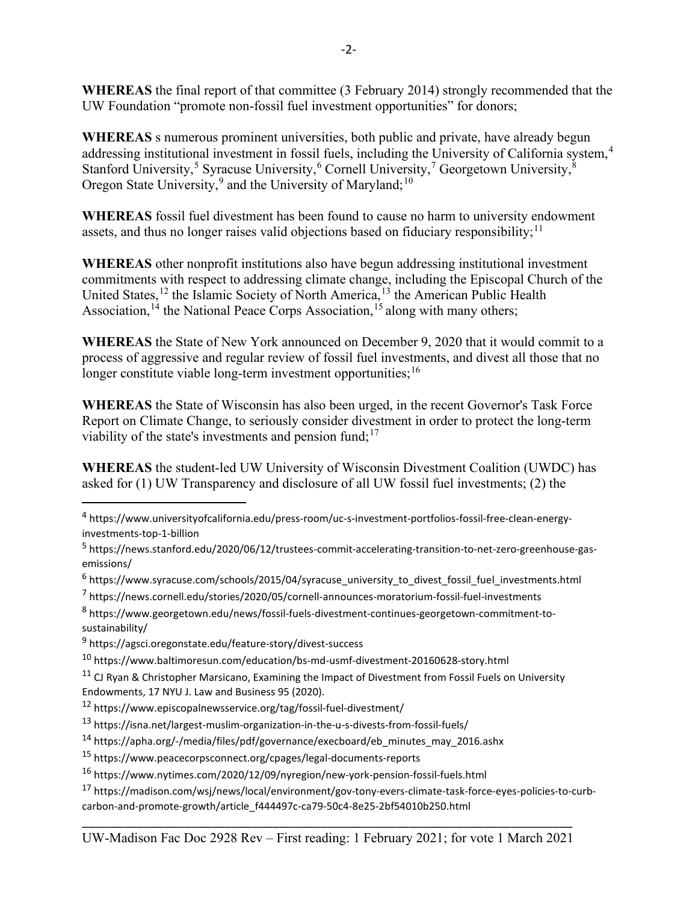**WHEREAS** the final report of that committee (3 February 2014) strongly recommended that the UW Foundation "promote non-fossil fuel investment opportunities" for donors;

**WHEREAS** s numerous prominent universities, both public and private, have already begun addressing institutional investment in fossil fuels, including the University of California system,[4] Stanford University,[5] Syracuse University,[6] Cornell University,[7] Georgetown University,[8] Oregon State University,[9] and the University of Maryland;[10]

**WHEREAS** fossil fuel divestment has been found to cause no harm to university endowment assets, and thus no longer raises valid objections based on fiduciary responsibility;[11]

**WHEREAS** other nonprofit institutions also have begun addressing institutional investment commitments with respect to addressing climate change, including the Episcopal Church of the United States,[12] the Islamic Society of North America,[13] the American Public Health Association,[14] the National Peace Corps Association,[15] along with many others;

**WHEREAS** the State of New York announced on December 9, 2020 that it would commit to a process of aggressive and regular review of fossil fuel investments, and divest all those that no longer constitute viable long-term investment opportunities;[16]

**WHEREAS** the State of Wisconsin has also been urged, in the recent Governor's Task Force Report on Climate Change, to seriously consider divestment in order to protect the long-term viability of the state's investments and pension fund;[17]

**WHEREAS** the student-led UW University of Wisconsin Divestment Coalition (UWDC) has asked for (1) UW Transparency and disclosure of all UW fossil fuel investments; (2) the

---

[4] https://www.universityofcalifornia.edu/press-room/uc-s-investment-portfolios-fossil-free-clean-energy-investments-top-1-billion

[5] https://news.stanford.edu/2020/06/12/trustees-commit-accelerating-transition-to-net-zero-greenhouse-gas-emissions/

[6] https://www.syracuse.com/schools/2015/04/syracuse_university_to_divest_fossil_fuel_investments.html

[7] https://news.cornell.edu/stories/2020/05/cornell-announces-moratorium-fossil-fuel-investments

[8] https://www.georgetown.edu/news/fossil-fuels-divestment-continues-georgetown-commitment-to-sustainability/

[9] https://agsci.oregonstate.edu/feature-story/divest-success

[10] https://www.baltimoresun.com/education/bs-md-usmf-divestment-20160628-story.html

[11] CJ Ryan & Christopher Marsicano, Examining the Impact of Divestment from Fossil Fuels on University Endowments, 17 NYU J. Law and Business 95 (2020).

[12] https://www.episcopalnewsservice.org/tag/fossil-fuel-divestment/

[13] https://isna.net/largest-muslim-organization-in-the-u-s-divests-from-fossil-fuels/

[14] https://apha.org/-/media/files/pdf/governance/execboard/eb_minutes_may_2016.ashx

[15] https://www.peacecorpsconnect.org/cpages/legal-documents-reports

[16] https://www.nytimes.com/2020/12/09/nyregion/new-york-pension-fossil-fuels.html

[17] https://madison.com/wsj/news/local/environment/gov-tony-evers-climate-task-force-eyes-policies-to-curb-carbon-and-promote-growth/article_f444497c-ca79-50c4-8e25-2bf54010b250.html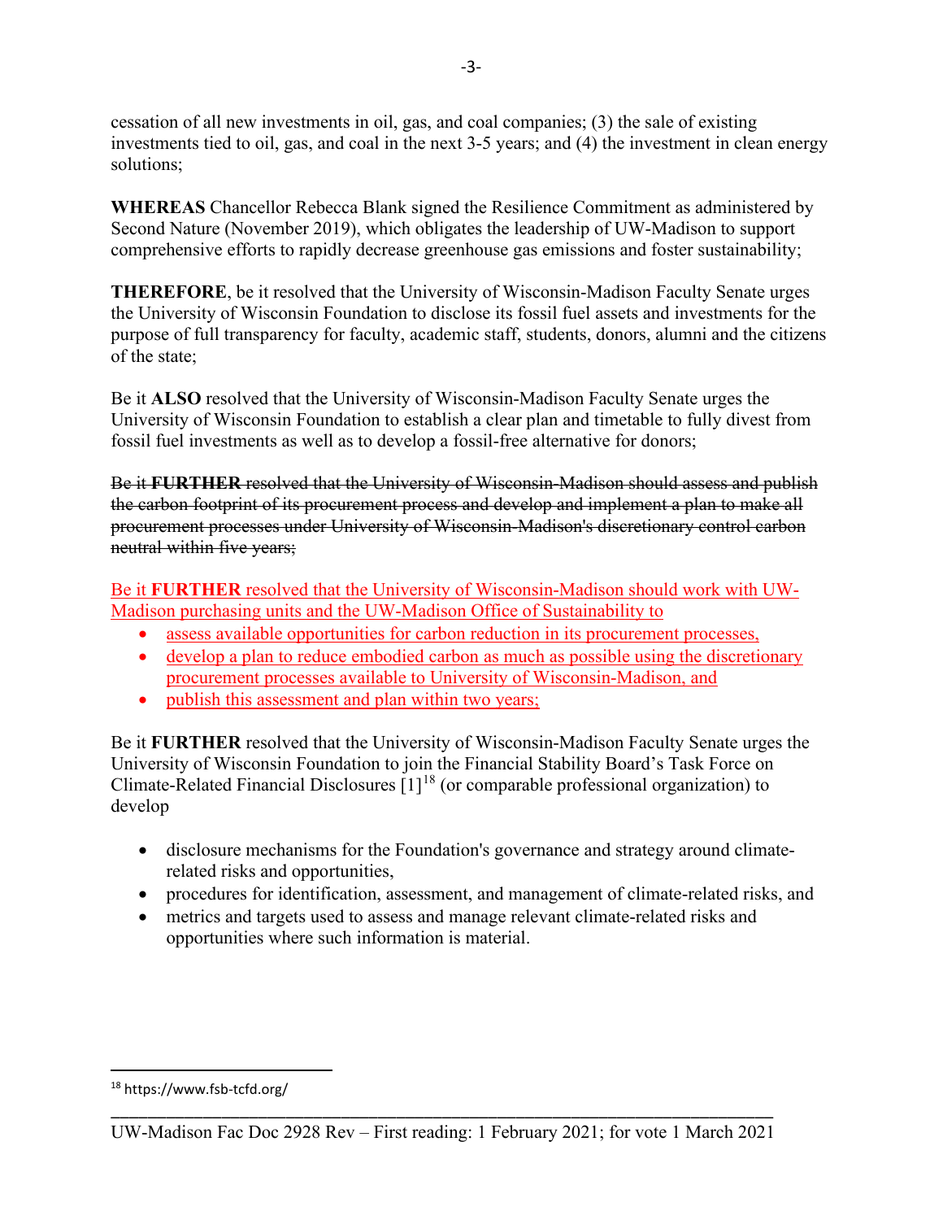cessation of all new investments in oil, gas, and coal companies; (3) the sale of existing investments tied to oil, gas, and coal in the next 3-5 years; and (4) the investment in clean energy solutions;

**WHEREAS** Chancellor Rebecca Blank signed the Resilience Commitment as administered by Second Nature (November 2019), which obligates the leadership of UW-Madison to support comprehensive efforts to rapidly decrease greenhouse gas emissions and foster sustainability;

**THEREFORE**, be it resolved that the University of Wisconsin-Madison Faculty Senate urges the University of Wisconsin Foundation to disclose its fossil fuel assets and investments for the purpose of full transparency for faculty, academic staff, students, donors, alumni and the citizens of the state;

Be it **ALSO** resolved that the University of Wisconsin-Madison Faculty Senate urges the University of Wisconsin Foundation to establish a clear plan and timetable to fully divest from fossil fuel investments as well as to develop a fossil-free alternative for donors;

~~Be it **FURTHER** resolved that the University of Wisconsin-Madison should assess and publish the carbon footprint of its procurement process and develop and implement a plan to make all procurement processes under University of Wisconsin-Madison's discretionary control carbon neutral within five years;~~

Be it **FURTHER** resolved that the University of Wisconsin-Madison should work with UW-Madison purchasing units and the UW-Madison Office of Sustainability to

- assess available opportunities for carbon reduction in its procurement processes,
- develop a plan to reduce embodied carbon as much as possible using the discretionary procurement processes available to University of Wisconsin-Madison, and
- publish this assessment and plan within two years;

Be it **FURTHER** resolved that the University of Wisconsin-Madison Faculty Senate urges the University of Wisconsin Foundation to join the Financial Stability Board's Task Force on Climate-Related Financial Disclosures [1][18] (or comparable professional organization) to develop

- disclosure mechanisms for the Foundation's governance and strategy around climate-related risks and opportunities,
- procedures for identification, assessment, and management of climate-related risks, and
- metrics and targets used to assess and manage relevant climate-related risks and opportunities where such information is material.

[18] https://www.fsb-tcfd.org/

UW-Madison Fac Doc 2928 Rev – First reading: 1 February 2021; for vote 1 March 2021